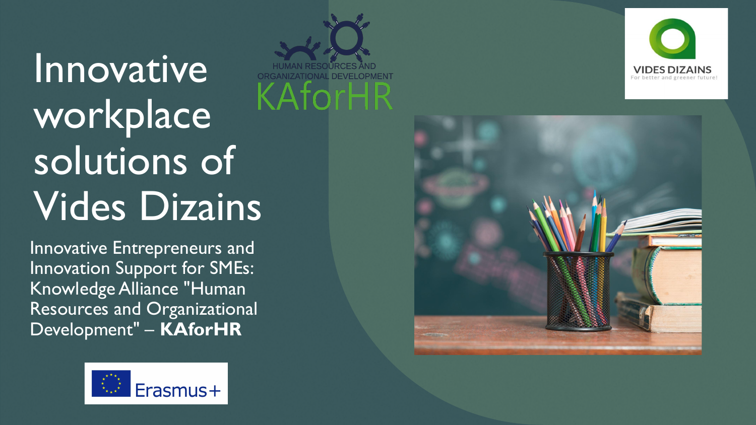# Innovative workplace solutions of Vides Dizains

Innovative Entrepreneurs and Innovation Support for SMEs: Knowledge Alliance "Human Resources and Organizational Development" – **KAforHR**

HUMAN RESOURCES AND ORGANIZATIONAL DEVELOPMENT

KAforHR

VIDES DIZAINS

For better and greener future!

Erasmus+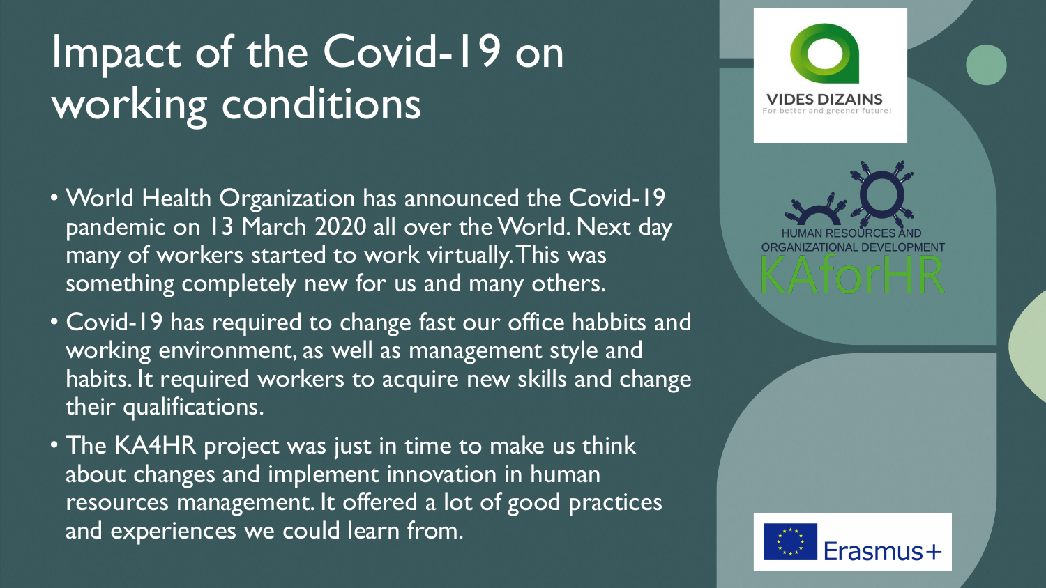# Impact of the Covid-19 on working conditions

- World Health Organization has announced the Covid-19 pandemic on 13 March 2020 all over the World. Next day many of workers started to work virtually. This was something completely new for us and many others.
- Covid-19 has required to change fast our office habbits and working environment, as well as management style and habits. It required workers to acquire new skills and change their qualifications.
- The KA4HR project was just in time to make us think about changes and implement innovation in human resources management. It offered a lot of good practices and experiences we could learn from.

VIDES DIZAINS
For better and greener future!

HUMAN RESOURCES AND ORGANIZATIONAL DEVELOPMENT
KAforHR

Erasmus+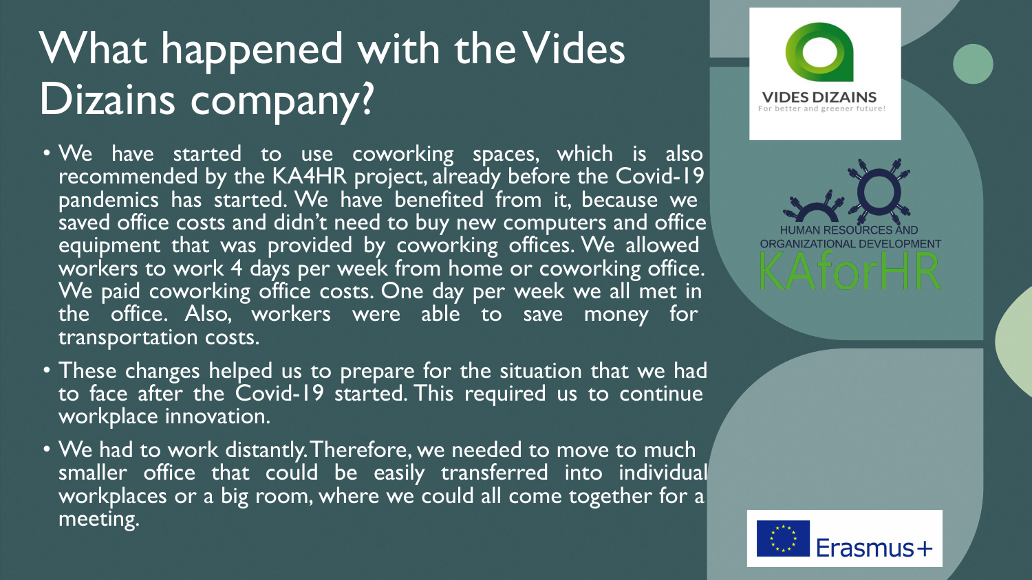# What happened with the Vides Dizains company?

- We have started to use coworking spaces, which is also recommended by the KA4HR project, already before the Covid-19 pandemics has started. We have benefited from it, because we saved office costs and didn't need to buy new computers and office equipment that was provided by coworking offices. We allowed workers to work 4 days per week from home or coworking office. We paid coworking office costs. One day per week we all met in the office. Also, workers were able to save money for transportation costs.
- These changes helped us to prepare for the situation that we had to face after the Covid-19 started. This required us to continue workplace innovation.
- We had to work distantly. Therefore, we needed to move to much smaller office that could be easily transferred into individual workplaces or a big room, where we could all come together for a meeting.

VIDES DIZAINS
For better and greener future!

HUMAN RESOURCES AND ORGANIZATIONAL DEVELOPMENT
KAforHR

Erasmus+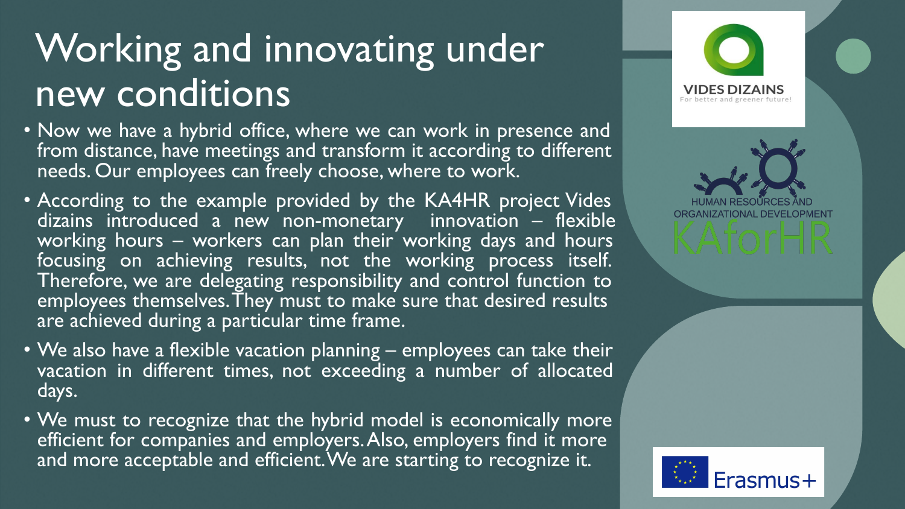# Working and innovating under new conditions

- Now we have a hybrid office, where we can work in presence and from distance, have meetings and transform it according to different needs. Our employees can freely choose, where to work.
- According to the example provided by the KA4HR project Vides dizains introduced a new non-monetary innovation – flexible working hours – workers can plan their working days and hours focusing on achieving results, not the working process itself. Therefore, we are delegating responsibility and control function to employees themselves. They must to make sure that desired results are achieved during a particular time frame.
- We also have a flexible vacation planning – employees can take their vacation in different times, not exceeding a number of allocated days.
- We must to recognize that the hybrid model is economically more efficient for companies and employers. Also, employers find it more and more acceptable and efficient. We are starting to recognize it.

VIDES DIZAINS
For better and greener future!

HUMAN RESOURCES AND ORGANIZATIONAL DEVELOPMENT
KAforHR

Erasmus+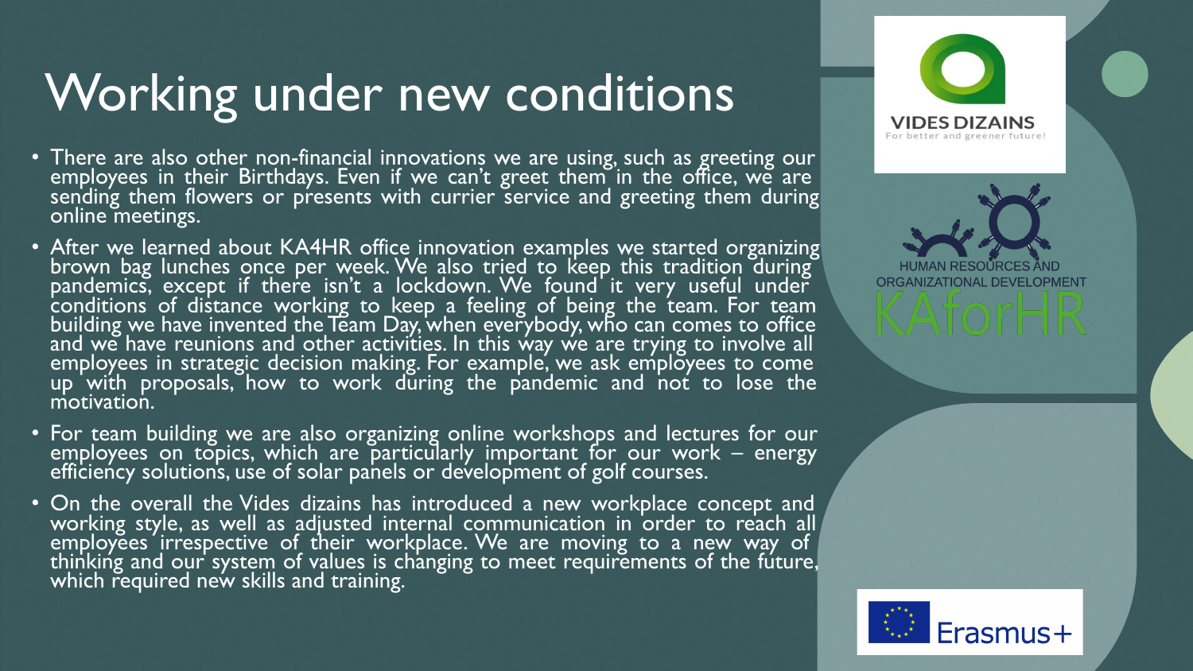# Working under new conditions

- There are also other non-financial innovations we are using, such as greeting our employees in their Birthdays. Even if we can't greet them in the office, we are sending them flowers or presents with currier service and greeting them during online meetings.
- After we learned about KA4HR office innovation examples we started organizing brown bag lunches once per week. We also tried to keep this tradition during pandemics, except if there isn't a lockdown. We found it very useful under conditions of distance working to keep a feeling of being the team. For team building we have invented the Team Day, when everybody, who can comes to office and we have reunions and other activities. In this way we are trying to involve all employees in strategic decision making. For example, we ask employees to come up with proposals, how to work during the pandemic and not to lose the motivation.
- For team building we are also organizing online workshops and lectures for our employees on topics, which are particularly important for our work – energy efficiency solutions, use of solar panels or development of golf courses.
- On the overall the Vides dizains has introduced a new workplace concept and working style, as well as adjusted internal communication in order to reach all employees irrespective of their workplace. We are moving to a new way of thinking and our system of values is changing to meet requirements of the future, which required new skills and training.

VIDES DIZAINS
For better and greener future!

HUMAN RESOURCES AND ORGANIZATIONAL DEVELOPMENT
KAforHR

Erasmus+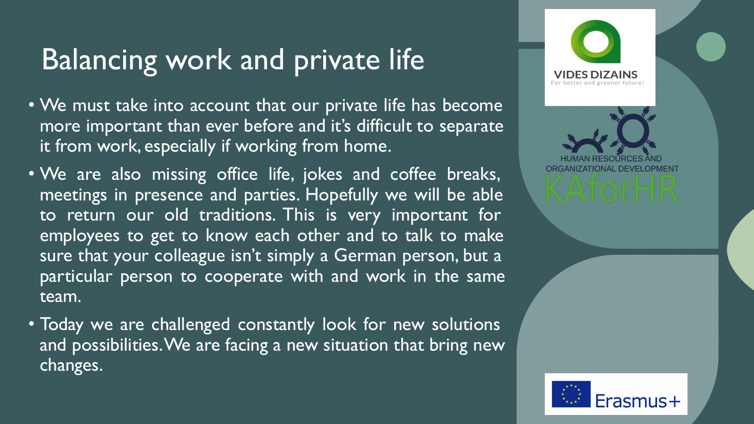# Balancing work and private life

- We must take into account that our private life has become more important than ever before and it's difficult to separate it from work, especially if working from home.
- We are also missing office life, jokes and coffee breaks, meetings in presence and parties. Hopefully we will be able to return our old traditions. This is very important for employees to get to know each other and to talk to make sure that your colleague isn't simply a German person, but a particular person to cooperate with and work in the same team.
- Today we are challenged constantly look for new solutions and possibilities. We are facing a new situation that bring new changes.

VIDES DIZAINS
For better and greener future!

HUMAN RESOURCES AND ORGANIZATIONAL DEVELOPMENT
KAforHR

Erasmus+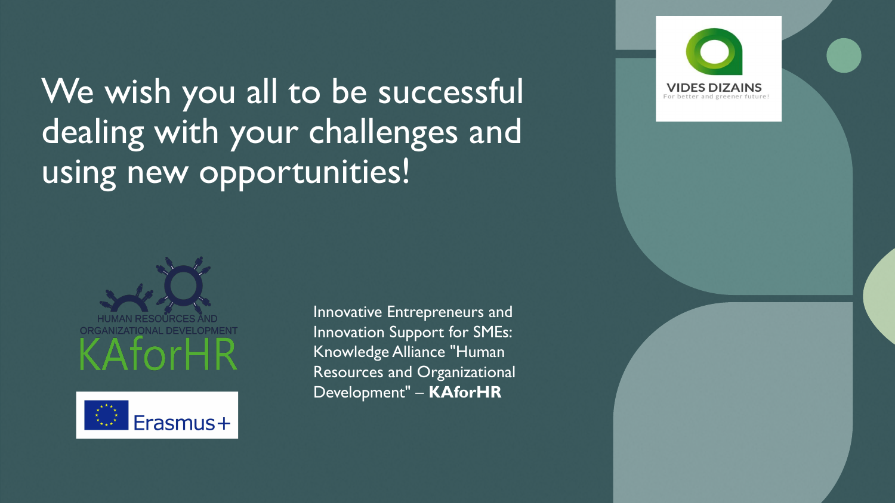# We wish you all to be successful dealing with your challenges and using new opportunities!

VIDES DIZAINS
For better and greener future!

HUMAN RESOURCES AND ORGANIZATIONAL DEVELOPMENT
KAforHR

Erasmus+

Innovative Entrepreneurs and Innovation Support for SMEs: Knowledge Alliance "Human Resources and Organizational Development" – **KAforHR**